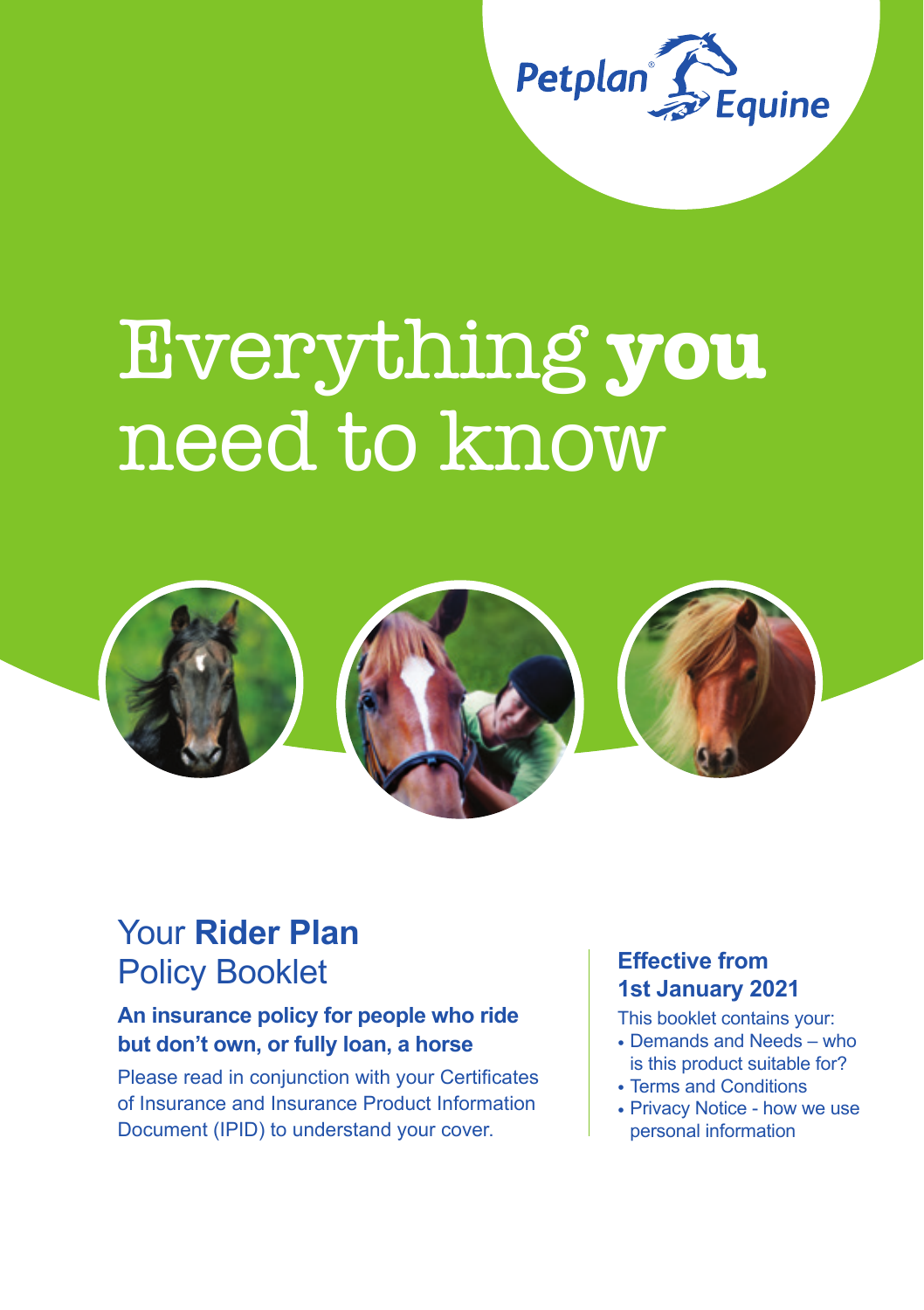Petplan® Equine

# Everything **you** need to know

## Your **Rider Plan** Policy Booklet

**An insurance policy for people who ride but don't own, or fully loan, a horse**

Please read in conjunction with your Certificates of Insurance and Insurance Product Information Document (IPID) to understand your cover.

**Effective from 1st January 2021**

This booklet contains your:

- Demands and Needs – who is this product suitable for?
- Terms and Conditions
- Privacy Notice - how we use personal information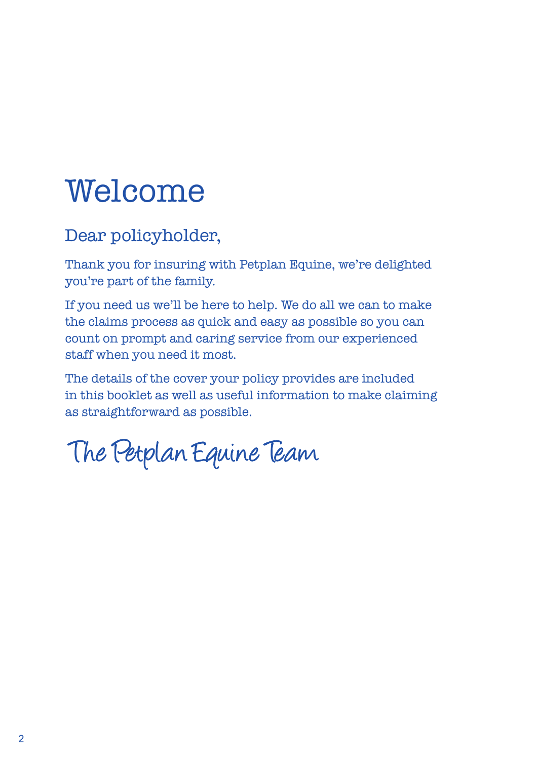# Welcome

## Dear policyholder,

Thank you for insuring with Petplan Equine, we're delighted you're part of the family.

If you need us we'll be here to help. We do all we can to make the claims process as quick and easy as possible so you can count on prompt and caring service from our experienced staff when you need it most.

The details of the cover your policy provides are included in this booklet as well as useful information to make claiming as straightforward as possible.

The Petplan Equine Team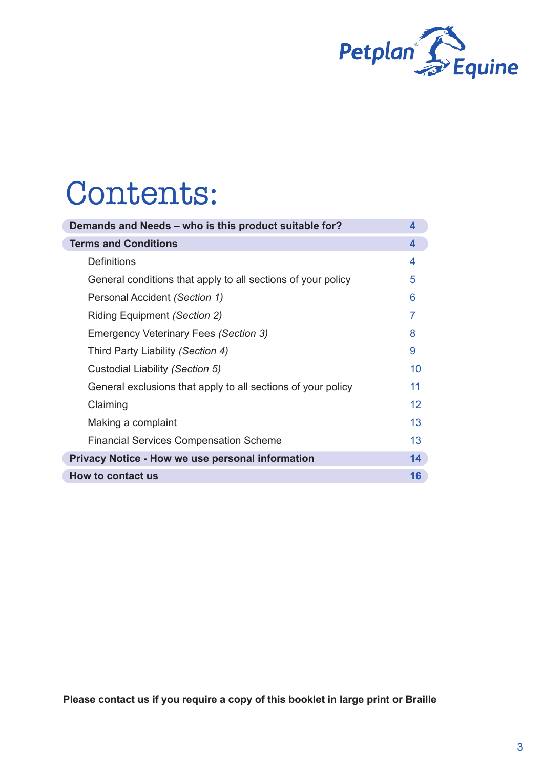Petplan Equine

# Contents:

| | |
|---|---|
| **Demands and Needs – who is this product suitable for?** | **4** |
| **Terms and Conditions** | **4** |
| Definitions | 4 |
| General conditions that apply to all sections of your policy | 5 |
| Personal Accident *(Section 1)* | 6 |
| Riding Equipment *(Section 2)* | 7 |
| Emergency Veterinary Fees *(Section 3)* | 8 |
| Third Party Liability *(Section 4)* | 9 |
| Custodial Liability *(Section 5)* | 10 |
| General exclusions that apply to all sections of your policy | 11 |
| Claiming | 12 |
| Making a complaint | 13 |
| Financial Services Compensation Scheme | 13 |
| **Privacy Notice - How we use personal information** | **14** |
| **How to contact us** | **16** |

**Please contact us if you require a copy of this booklet in large print or Braille**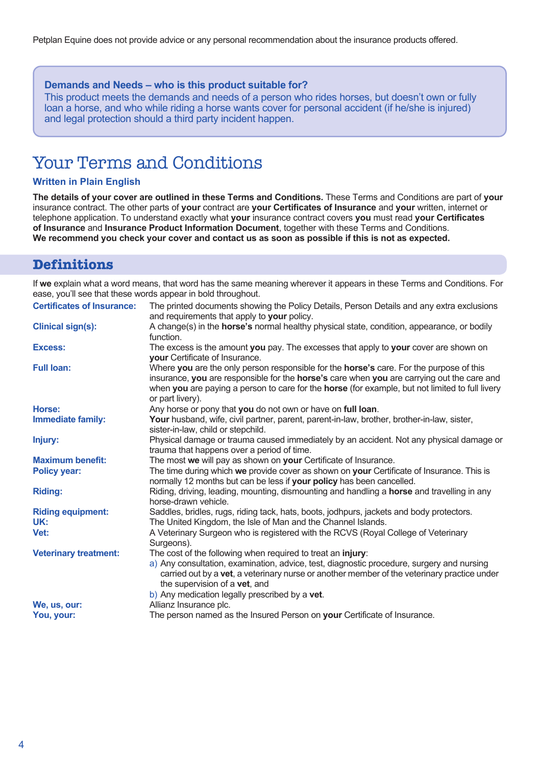Petplan Equine does not provide advice or any personal recommendation about the insurance products offered.

> **Demands and Needs – who is this product suitable for?**
> This product meets the demands and needs of a person who rides horses, but doesn't own or fully loan a horse, and who while riding a horse wants cover for personal accident (if he/she is injured) and legal protection should a third party incident happen.

# Your Terms and Conditions

### Written in Plain English

**The details of your cover are outlined in these Terms and Conditions.** These Terms and Conditions are part of **your** insurance contract. The other parts of **your** contract are **your Certificates of Insurance** and **your** written, internet or telephone application. To understand exactly what **your** insurance contract covers **you** must read **your Certificates of Insurance** and **Insurance Product Information Document**, together with these Terms and Conditions.
**We recommend you check your cover and contact us as soon as possible if this is not as expected.**

## Definitions

If **we** explain what a word means, that word has the same meaning wherever it appears in these Terms and Conditions. For ease, you'll see that these words appear in bold throughout.

**Certificates of Insurance:** The printed documents showing the Policy Details, Person Details and any extra exclusions and requirements that apply to **your** policy.

**Clinical sign(s):** A change(s) in the **horse's** normal healthy physical state, condition, appearance, or bodily function.

**Excess:** The excess is the amount **you** pay. The excesses that apply to **your** cover are shown on **your** Certificate of Insurance.

**Full loan:** Where **you** are the only person responsible for the **horse's** care. For the purpose of this insurance, **you** are responsible for the **horse's** care when **you** are carrying out the care and when **you** are paying a person to care for the **horse** (for example, but not limited to full livery or part livery).

**Horse:** Any horse or pony that **you** do not own or have on **full loan**.

**Immediate family:** **Your** husband, wife, civil partner, parent, parent-in-law, brother, brother-in-law, sister, sister-in-law, child or stepchild.

**Injury:** Physical damage or trauma caused immediately by an accident. Not any physical damage or trauma that happens over a period of time.

**Maximum benefit:** The most **we** will pay as shown on **your** Certificate of Insurance.

**Policy year:** The time during which **we** provide cover as shown on **your** Certificate of Insurance. This is normally 12 months but can be less if **your policy** has been cancelled.

**Riding:** Riding, driving, leading, mounting, dismounting and handling a **horse** and travelling in any horse-drawn vehicle.

**Riding equipment:** Saddles, bridles, rugs, riding tack, hats, boots, jodhpurs, jackets and body protectors.

**UK:** The United Kingdom, the Isle of Man and the Channel Islands.

**Vet:** A Veterinary Surgeon who is registered with the RCVS (Royal College of Veterinary Surgeons).

**Veterinary treatment:** The cost of the following when required to treat an **injury**:

a) Any consultation, examination, advice, test, diagnostic procedure, surgery and nursing carried out by a **vet**, a veterinary nurse or another member of the veterinary practice under the supervision of a **vet**, and

b) Any medication legally prescribed by a **vet**.

**We, us, our:** Allianz Insurance plc.

**You, your:** The person named as the Insured Person on **your** Certificate of Insurance.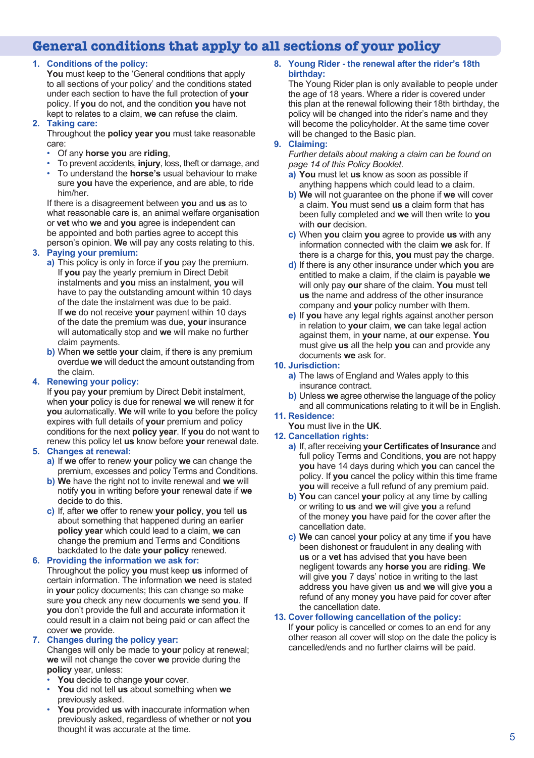## General conditions that apply to all sections of your policy

1. **Conditions of the policy:**
   **You** must keep to the 'General conditions that apply to all sections of your policy' and the conditions stated under each section to have the full protection of **your** policy. If **you** do not, and the condition **you** have not kept to relates to a claim, **we** can refuse the claim.

2. **Taking care:**
   Throughout the **policy year you** must take reasonable care:
   - Of any **horse you** are **riding**,
   - To prevent accidents, **injury**, loss, theft or damage, and
   - To understand the **horse's** usual behaviour to make sure **you** have the experience, and are able, to ride him/her.

   If there is a disagreement between **you** and **us** as to what reasonable care is, an animal welfare organisation or **vet** who **we** and **you** agree is independent can be appointed and both parties agree to accept this person's opinion. **We** will pay any costs relating to this.

3. **Paying your premium:**
   a) This policy is only in force if **you** pay the premium. If **you** pay the yearly premium in Direct Debit instalments and **you** miss an instalment, **you** will have to pay the outstanding amount within 10 days of the date the instalment was due to be paid. If **we** do not receive **your** payment within 10 days of the date the premium was due, **your** insurance will automatically stop and **we** will make no further claim payments.
   b) When **we** settle **your** claim, if there is any premium overdue **we** will deduct the amount outstanding from the claim.

4. **Renewing your policy:**
   If **you** pay **your** premium by Direct Debit instalment, when **your** policy is due for renewal **we** will renew it for **you** automatically. **We** will write to **you** before the policy expires with full details of **your** premium and policy conditions for the next **policy year**. If **you** do not want to renew this policy let **us** know before **your** renewal date.

5. **Changes at renewal:**
   a) If **we** offer to renew **your** policy **we** can change the premium, excesses and policy Terms and Conditions.
   b) **We** have the right not to invite renewal and **we** will notify **you** in writing before **your** renewal date if **we** decide to do this.
   c) If, after **we** offer to renew **your policy**, **you** tell **us** about something that happened during an earlier **policy year** which could lead to a claim, **we** can change the premium and Terms and Conditions backdated to the date **your policy** renewed.

6. **Providing the information we ask for:**
   Throughout the policy **you** must keep **us** informed of certain information. The information **we** need is stated in **your** policy documents; this can change so make sure **you** check any new documents **we** send **you**. If **you** don't provide the full and accurate information it could result in a claim not being paid or can affect the cover **we** provide.

7. **Changes during the policy year:**
   Changes will only be made to **your** policy at renewal; **we** will not change the cover **we** provide during the **policy** year, unless:
   - **You** decide to change **your** cover.
   - **You** did not tell **us** about something when **we** previously asked.
   - **You** provided **us** with inaccurate information when previously asked, regardless of whether or not **you** thought it was accurate at the time.

8. **Young Rider - the renewal after the rider's 18th birthday:**
   The Young Rider plan is only available to people under the age of 18 years. Where a rider is covered under this plan at the renewal following their 18th birthday, the policy will be changed into the rider's name and they will become the policyholder. At the same time cover will be changed to the Basic plan.

9. **Claiming:**
   *Further details about making a claim can be found on page 14 of this Policy Booklet.*
   a) **You** must let **us** know as soon as possible if anything happens which could lead to a claim.
   b) **We** will not guarantee on the phone if **we** will cover a claim. **You** must send **us** a claim form that has been fully completed and **we** will then write to **you** with **our** decision.
   c) When **you** claim **you** agree to provide **us** with any information connected with the claim **we** ask for. If there is a charge for this, **you** must pay the charge.
   d) If there is any other insurance under which **you** are entitled to make a claim, if the claim is payable **we** will only pay **our** share of the claim. **You** must tell **us** the name and address of the other insurance company and **your** policy number with them.
   e) If **you** have any legal rights against another person in relation to **your** claim, **we** can take legal action against them, in **your** name, at **our** expense. **You** must give **us** all the help **you** can and provide any documents **we** ask for.

10. **Jurisdiction:**
    a) The laws of England and Wales apply to this insurance contract.
    b) Unless **we** agree otherwise the language of the policy and all communications relating to it will be in English.

11. **Residence:**
    **You** must live in the **UK**.

12. **Cancellation rights:**
    a) If, after receiving **your Certificates of Insurance** and full policy Terms and Conditions, **you** are not happy **you** have 14 days during which **you** can cancel the policy. If **you** cancel the policy within this time frame **you** will receive a full refund of any premium paid.
    b) **You** can cancel **your** policy at any time by calling or writing to **us** and **we** will give **you** a refund of the money **you** have paid for the cover after the cancellation date.
    c) **We** can cancel **your** policy at any time if **you** have been dishonest or fraudulent in any dealing with **us** or a **vet** has advised that **you** have been negligent towards any **horse you** are **riding**. **We** will give **you** 7 days' notice in writing to the last address **you** have given **us** and **we** will give **you** a refund of any money **you** have paid for cover after the cancellation date.

13. **Cover following cancellation of the policy:**
    If **your** policy is cancelled or comes to an end for any other reason all cover will stop on the date the policy is cancelled/ends and no further claims will be paid.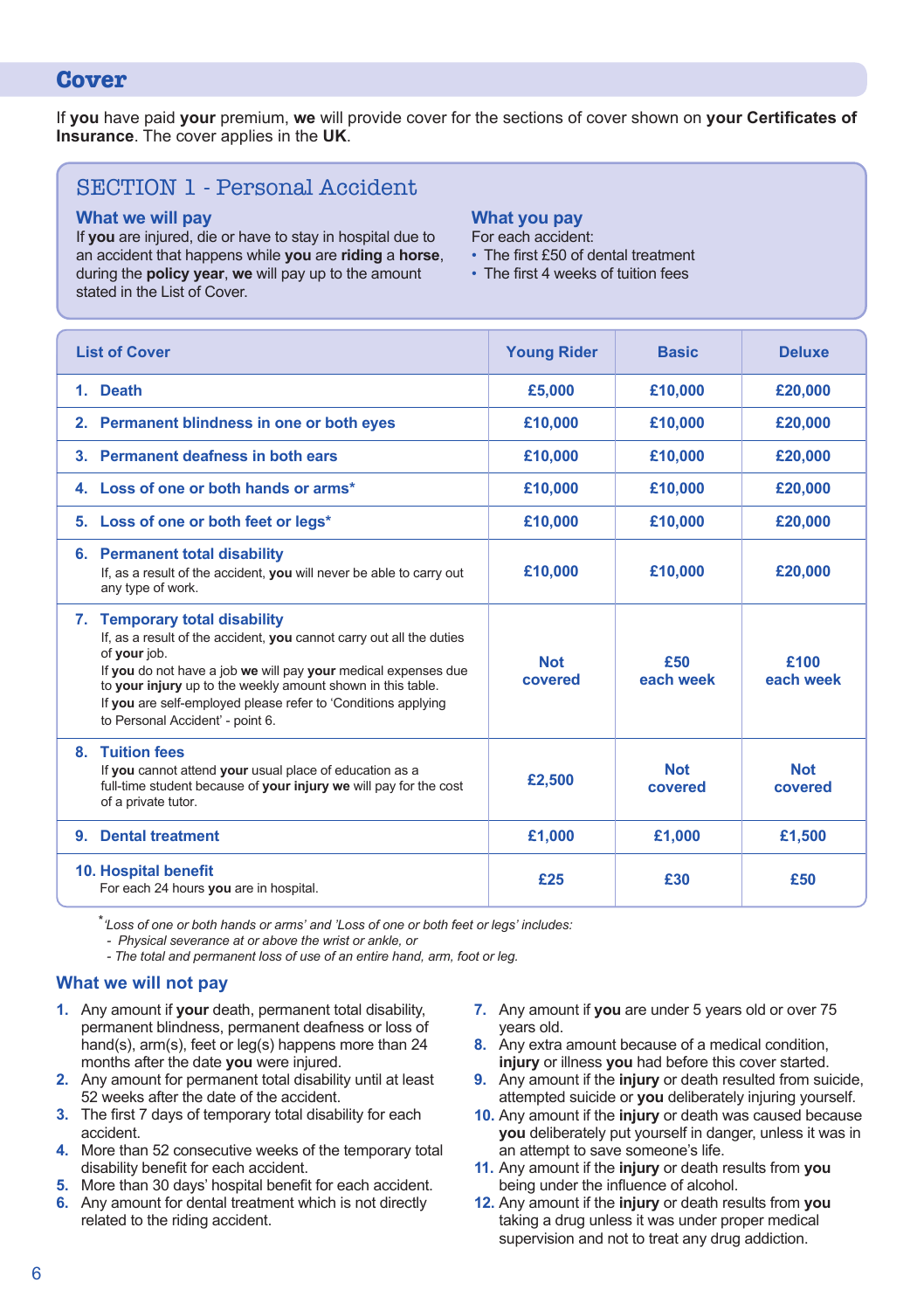# Cover

If **you** have paid **your** premium, **we** will provide cover for the sections of cover shown on **your Certificates of Insurance**. The cover applies in the **UK**.

## SECTION 1 - Personal Accident

### What we will pay

If **you** are injured, die or have to stay in hospital due to an accident that happens while **you** are **riding** a **horse**, during the **policy year**, **we** will pay up to the amount stated in the List of Cover.

### What you pay

For each accident:

- The first £50 of dental treatment
- The first 4 weeks of tuition fees

| List of Cover | Young Rider | Basic | Deluxe |
|---|---|---|---|
| 1. **Death** | £5,000 | £10,000 | £20,000 |
| 2. **Permanent blindness in one or both eyes** | £10,000 | £10,000 | £20,000 |
| 3. **Permanent deafness in both ears** | £10,000 | £10,000 | £20,000 |
| 4. **Loss of one or both hands or arms*** | £10,000 | £10,000 | £20,000 |
| 5. **Loss of one or both feet or legs*** | £10,000 | £10,000 | £20,000 |
| 6. **Permanent total disability** If, as a result of the accident, **you** will never be able to carry out any type of work. | £10,000 | £10,000 | £20,000 |
| 7. **Temporary total disability** If, as a result of the accident, **you** cannot carry out all the duties of **your** job. If **you** do not have a job **we** will pay **your** medical expenses due to **your injury** up to the weekly amount shown in this table. If **you** are self-employed please refer to 'Conditions applying to Personal Accident' - point 6. | Not covered | £50 each week | £100 each week |
| 8. **Tuition fees** If **you** cannot attend **your** usual place of education as a full-time student because of **your injury we** will pay for the cost of a private tutor. | £2,500 | Not covered | Not covered |
| 9. **Dental treatment** | £1,000 | £1,000 | £1,500 |
| 10. **Hospital benefit** For each 24 hours **you** are in hospital. | £25 | £30 | £50 |

*'Loss of one or both hands or arms' and 'Loss of one or both feet or legs' includes:
- *Physical severance at or above the wrist or ankle, or*
- *The total and permanent loss of use of an entire hand, arm, foot or leg.*

### What we will not pay

1. Any amount if **your** death, permanent total disability, permanent blindness, permanent deafness or loss of hand(s), arm(s), feet or leg(s) happens more than 24 months after the date **you** were injured.
2. Any amount for permanent total disability until at least 52 weeks after the date of the accident.
3. The first 7 days of temporary total disability for each accident.
4. More than 52 consecutive weeks of the temporary total disability benefit for each accident.
5. More than 30 days' hospital benefit for each accident.
6. Any amount for dental treatment which is not directly related to the riding accident.
7. Any amount if **you** are under 5 years old or over 75 years old.
8. Any extra amount because of a medical condition, **injury** or illness **you** had before this cover started.
9. Any amount if the **injury** or death resulted from suicide, attempted suicide or **you** deliberately injuring yourself.
10. Any amount if the **injury** or death was caused because **you** deliberately put yourself in danger, unless it was in an attempt to save someone's life.
11. Any amount if the **injury** or death results from **you** being under the influence of alcohol.
12. Any amount if the **injury** or death results from **you** taking a drug unless it was under proper medical supervision and not to treat any drug addiction.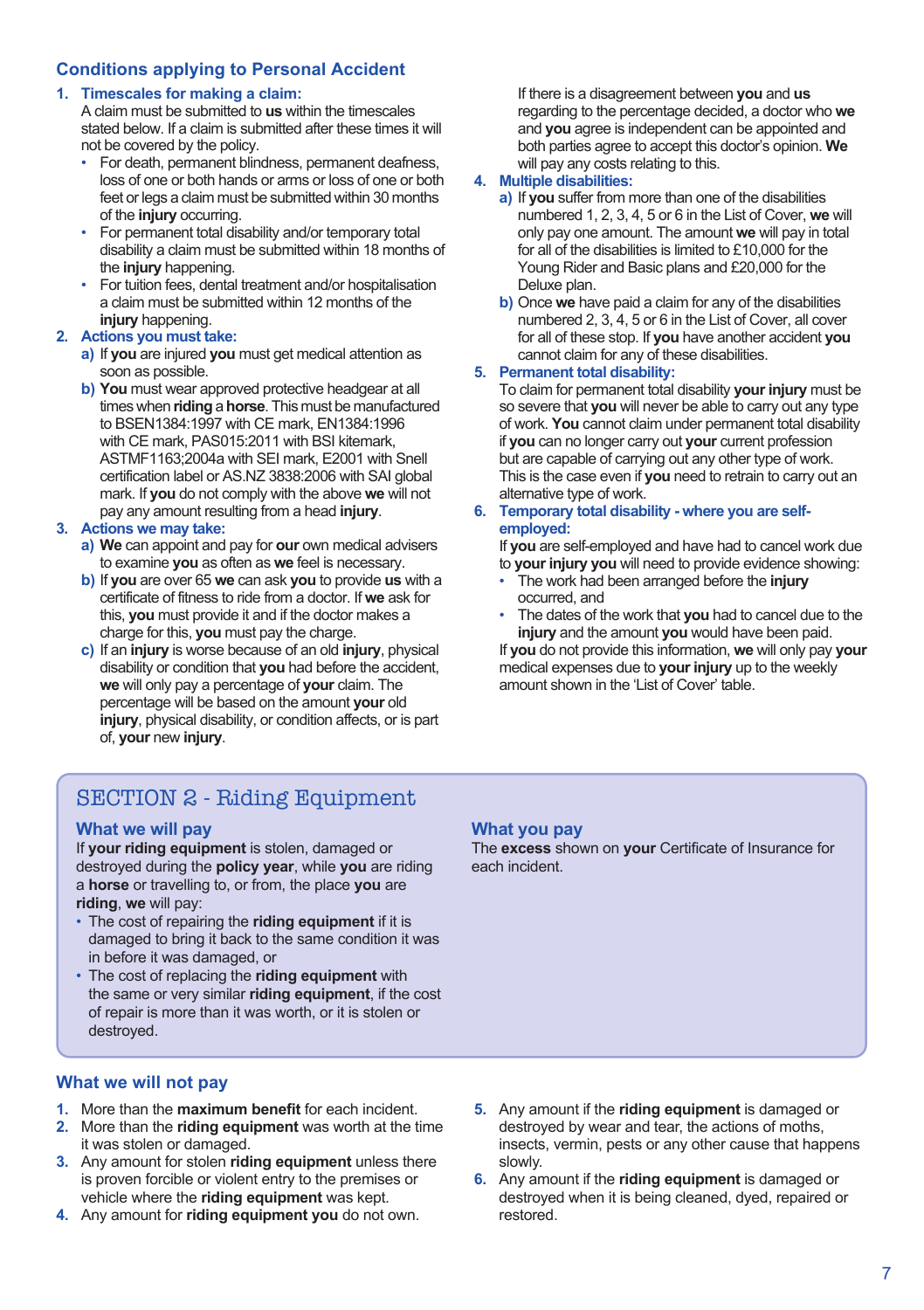## Conditions applying to Personal Accident

### 1. Timescales for making a claim:

A claim must be submitted to **us** within the timescales stated below. If a claim is submitted after these times it will not be covered by the policy.

- For death, permanent blindness, permanent deafness, loss of one or both hands or arms or loss of one or both feet or legs a claim must be submitted within 30 months of the **injury** occurring.
- For permanent total disability and/or temporary total disability a claim must be submitted within 18 months of the **injury** happening.
- For tuition fees, dental treatment and/or hospitalisation a claim must be submitted within 12 months of the **injury** happening.

### 2. Actions you must take:

**a)** If **you** are injured **you** must get medical attention as soon as possible.

**b)** **You** must wear approved protective headgear at all times when **riding** a **horse**. This must be manufactured to BSEN1384:1997 with CE mark, EN1384:1996 with CE mark, PAS015:2011 with BSI kitemark, ASTMF1163;2004a with SEI mark, E2001 with Snell certification label or AS.NZ 3838:2006 with SAI global mark. If **you** do not comply with the above **we** will not pay any amount resulting from a head **injury**.

### 3. Actions we may take:

**a)** **We** can appoint and pay for **our** own medical advisers to examine **you** as often as **we** feel is necessary.

**b)** If **you** are over 65 **we** can ask **you** to provide **us** with a certificate of fitness to ride from a doctor. If **we** ask for this, **you** must provide it and if the doctor makes a charge for this, **you** must pay the charge.

**c)** If an **injury** is worse because of an old **injury**, physical disability or condition that **you** had before the accident, **we** will only pay a percentage of **your** claim. The percentage will be based on the amount **your** old **injury**, physical disability, or condition affects, or is part of, **your** new **injury**.

If there is a disagreement between **you** and **us** regarding to the percentage decided, a doctor who **we** and **you** agree is independent can be appointed and both parties agree to accept this doctor's opinion. **We** will pay any costs relating to this.

### 4. Multiple disabilities:

**a)** If **you** suffer from more than one of the disabilities numbered 1, 2, 3, 4, 5 or 6 in the List of Cover, **we** will only pay one amount. The amount **we** will pay in total for all of the disabilities is limited to £10,000 for the Young Rider and Basic plans and £20,000 for the Deluxe plan.

**b)** Once **we** have paid a claim for any of the disabilities numbered 2, 3, 4, 5 or 6 in the List of Cover, all cover for all of these stop. If **you** have another accident **you** cannot claim for any of these disabilities.

### 5. Permanent total disability:

To claim for permanent total disability **your injury** must be so severe that **you** will never be able to carry out any type of work. **You** cannot claim under permanent total disability if **you** can no longer carry out **your** current profession but are capable of carrying out any other type of work. This is the case even if **you** need to retrain to carry out an alternative type of work.

### 6. Temporary total disability - where you are self-employed:

If **you** are self-employed and have had to cancel work due to **your injury you** will need to provide evidence showing:

- The work had been arranged before the **injury** occurred, and
- The dates of the work that **you** had to cancel due to the **injury** and the amount **you** would have been paid.

If **you** do not provide this information, **we** will only pay **your** medical expenses due to **your injury** up to the weekly amount shown in the 'List of Cover' table.

# SECTION 2 - Riding Equipment

## What we will pay

If **your riding equipment** is stolen, damaged or destroyed during the **policy year**, while **you** are riding a **horse** or travelling to, or from, the place **you** are **riding**, **we** will pay:

- The cost of repairing the **riding equipment** if it is damaged to bring it back to the same condition it was in before it was damaged, or
- The cost of replacing the **riding equipment** with the same or very similar **riding equipment**, if the cost of repair is more than it was worth, or it is stolen or destroyed.

## What you pay

The **excess** shown on **your** Certificate of Insurance for each incident.

## What we will not pay

1. More than the **maximum benefit** for each incident.
2. More than the **riding equipment** was worth at the time it was stolen or damaged.
3. Any amount for stolen **riding equipment** unless there is proven forcible or violent entry to the premises or vehicle where the **riding equipment** was kept.
4. Any amount for **riding equipment you** do not own.
5. Any amount if the **riding equipment** is damaged or destroyed by wear and tear, the actions of moths, insects, vermin, pests or any other cause that happens slowly.
6. Any amount if the **riding equipment** is damaged or destroyed when it is being cleaned, dyed, repaired or restored.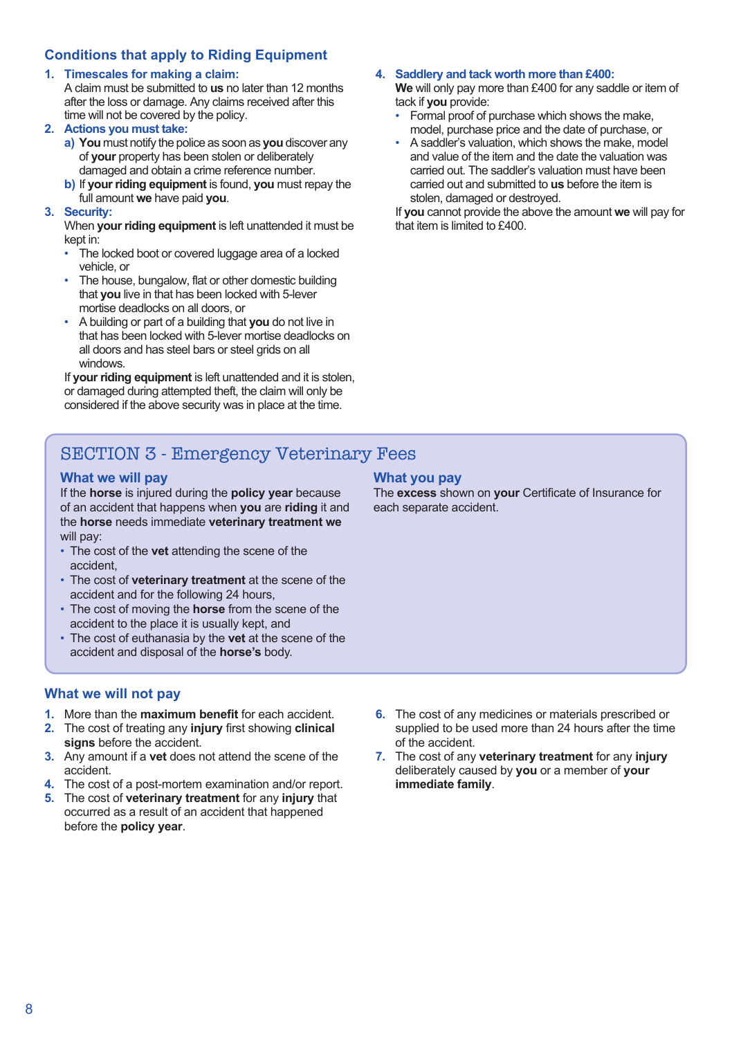## Conditions that apply to Riding Equipment

1. **Timescales for making a claim:**
   A claim must be submitted to **us** no later than 12 months after the loss or damage. Any claims received after this time will not be covered by the policy.
2. **Actions you must take:**
   a) **You** must notify the police as soon as **you** discover any of **your** property has been stolen or deliberately damaged and obtain a crime reference number.
   b) If **your riding equipment** is found, **you** must repay the full amount **we** have paid **you**.
3. **Security:**
   When **your riding equipment** is left unattended it must be kept in:
   - The locked boot or covered luggage area of a locked vehicle, or
   - The house, bungalow, flat or other domestic building that **you** live in that has been locked with 5-lever mortise deadlocks on all doors, or
   - A building or part of a building that **you** do not live in that has been locked with 5-lever mortise deadlocks on all doors and has steel bars or steel grids on all windows.

   If **your riding equipment** is left unattended and it is stolen, or damaged during attempted theft, the claim will only be considered if the above security was in place at the time.
4. **Saddlery and tack worth more than £400:**
   **We** will only pay more than £400 for any saddle or item of tack if **you** provide:
   - Formal proof of purchase which shows the make, model, purchase price and the date of purchase, or
   - A saddler's valuation, which shows the make, model and value of the item and the date the valuation was carried out. The saddler's valuation must have been carried out and submitted to **us** before the item is stolen, damaged or destroyed.

   If **you** cannot provide the above the amount **we** will pay for that item is limited to £400.

# SECTION 3 - Emergency Veterinary Fees

### What we will pay

If the **horse** is injured during the **policy year** because of an accident that happens when **you** are **riding** it and the **horse** needs immediate **veterinary treatment we** will pay:

- The cost of the **vet** attending the scene of the accident,
- The cost of **veterinary treatment** at the scene of the accident and for the following 24 hours,
- The cost of moving the **horse** from the scene of the accident to the place it is usually kept, and
- The cost of euthanasia by the **vet** at the scene of the accident and disposal of the **horse's** body.

### What you pay

The **excess** shown on **your** Certificate of Insurance for each separate accident.

### What we will not pay

1. More than the **maximum benefit** for each accident.
2. The cost of treating any **injury** first showing **clinical signs** before the accident.
3. Any amount if a **vet** does not attend the scene of the accident.
4. The cost of a post-mortem examination and/or report.
5. The cost of **veterinary treatment** for any **injury** that occurred as a result of an accident that happened before the **policy year**.
6. The cost of any medicines or materials prescribed or supplied to be used more than 24 hours after the time of the accident.
7. The cost of any **veterinary treatment** for any **injury** deliberately caused by **you** or a member of **your immediate family**.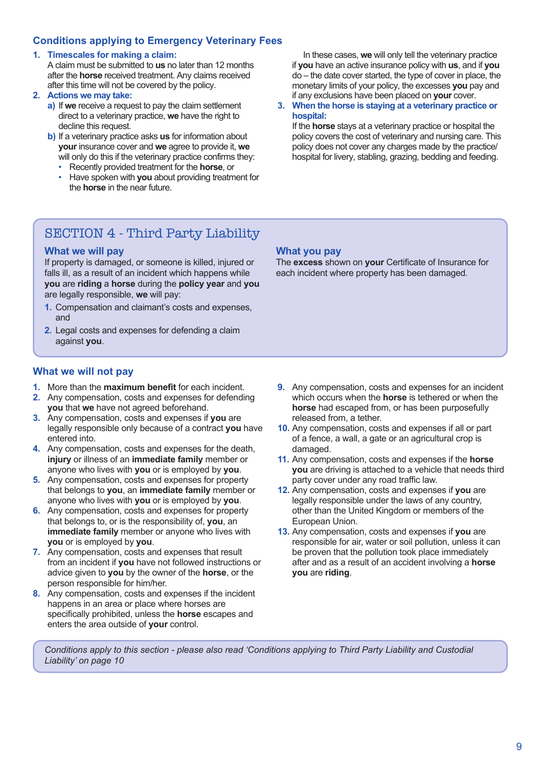## Conditions applying to Emergency Veterinary Fees

1. **Timescales for making a claim:**
   A claim must be submitted to **us** no later than 12 months after the **horse** received treatment. Any claims received after this time will not be covered by the policy.
2. **Actions we may take:**
   a) If **we** receive a request to pay the claim settlement direct to a veterinary practice, **we** have the right to decline this request.
   b) If a veterinary practice asks **us** for information about **your** insurance cover and **we** agree to provide it, **we** will only do this if the veterinary practice confirms they:
   - Recently provided treatment for the **horse**, or
   - Have spoken with **you** about providing treatment for the **horse** in the near future.

   In these cases, **we** will only tell the veterinary practice if **you** have an active insurance policy with **us**, and if **you** do – the date cover started, the type of cover in place, the monetary limits of your policy, the excesses **you** pay and if any exclusions have been placed on **your** cover.
3. **When the horse is staying at a veterinary practice or hospital:**
   If the **horse** stays at a veterinary practice or hospital the policy covers the cost of veterinary and nursing care. This policy does not cover any charges made by the practice/hospital for livery, stabling, grazing, bedding and feeding.

# SECTION 4 - Third Party Liability

### What we will pay

If property is damaged, or someone is killed, injured or falls ill, as a result of an incident which happens while **you** are **riding** a **horse** during the **policy year** and **you** are legally responsible, **we** will pay:

1. Compensation and claimant's costs and expenses, and
2. Legal costs and expenses for defending a claim against **you**.

### What you pay

The **excess** shown on **your** Certificate of Insurance for each incident where property has been damaged.

### What we will not pay

1. More than the **maximum benefit** for each incident.
2. Any compensation, costs and expenses for defending **you** that **we** have not agreed beforehand.
3. Any compensation, costs and expenses if **you** are legally responsible only because of a contract **you** have entered into.
4. Any compensation, costs and expenses for the death, **injury** or illness of an **immediate family** member or anyone who lives with **you** or is employed by **you**.
5. Any compensation, costs and expenses for property that belongs to **you**, an **immediate family** member or anyone who lives with **you** or is employed by **you**.
6. Any compensation, costs and expenses for property that belongs to, or is the responsibility of, **you**, an **immediate family** member or anyone who lives with **you** or is employed by **you**.
7. Any compensation, costs and expenses that result from an incident if **you** have not followed instructions or advice given to **you** by the owner of the **horse**, or the person responsible for him/her.
8. Any compensation, costs and expenses if the incident happens in an area or place where horses are specifically prohibited, unless the **horse** escapes and enters the area outside of **your** control.
9. Any compensation, costs and expenses for an incident which occurs when the **horse** is tethered or when the **horse** had escaped from, or has been purposefully released from, a tether.
10. Any compensation, costs and expenses if all or part of a fence, a wall, a gate or an agricultural crop is damaged.
11. Any compensation, costs and expenses if the **horse** **you** are driving is attached to a vehicle that needs third party cover under any road traffic law.
12. Any compensation, costs and expenses if **you** are legally responsible under the laws of any country, other than the United Kingdom or members of the European Union.
13. Any compensation, costs and expenses if **you** are responsible for air, water or soil pollution, unless it can be proven that the pollution took place immediately after and as a result of an accident involving a **horse** **you** are **riding**.

*Conditions apply to this section - please also read 'Conditions applying to Third Party Liability and Custodial Liability' on page 10*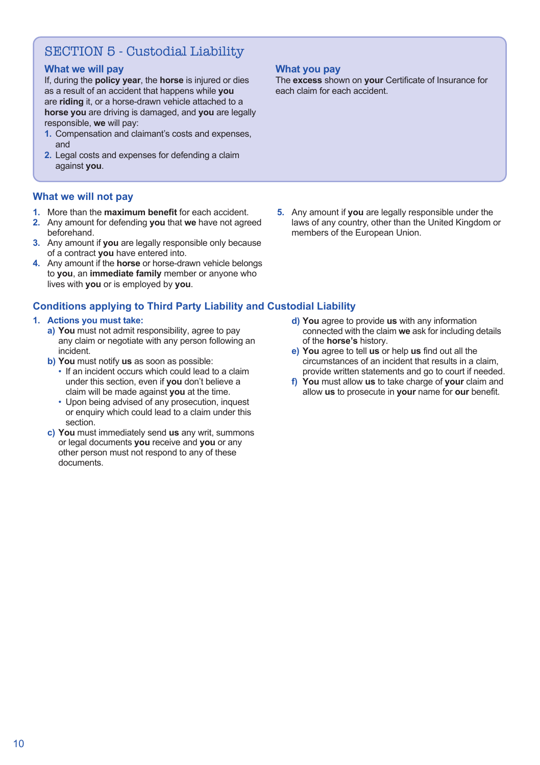## SECTION 5 - Custodial Liability

### What we will pay

If, during the **policy year**, the **horse** is injured or dies as a result of an accident that happens while **you** are **riding** it, or a horse-drawn vehicle attached to a **horse you** are driving is damaged, and **you** are legally responsible, **we** will pay:

1. Compensation and claimant's costs and expenses, and
2. Legal costs and expenses for defending a claim against **you**.

### What you pay

The **excess** shown on **your** Certificate of Insurance for each claim for each accident.

### What we will not pay

1. More than the **maximum benefit** for each accident.
2. Any amount for defending **you** that **we** have not agreed beforehand.
3. Any amount if **you** are legally responsible only because of a contract **you** have entered into.
4. Any amount if the **horse** or horse-drawn vehicle belongs to **you**, an **immediate family** member or anyone who lives with **you** or is employed by **you**.
5. Any amount if **you** are legally responsible under the laws of any country, other than the United Kingdom or members of the European Union.

### Conditions applying to Third Party Liability and Custodial Liability

1. **Actions you must take:**
   - **a) You** must not admit responsibility, agree to pay any claim or negotiate with any person following an incident.
   - **b) You** must notify **us** as soon as possible:
     - If an incident occurs which could lead to a claim under this section, even if **you** don't believe a claim will be made against **you** at the time.
     - Upon being advised of any prosecution, inquest or enquiry which could lead to a claim under this section.
   - **c) You** must immediately send **us** any writ, summons or legal documents **you** receive and **you** or any other person must not respond to any of these documents.
   - **d) You** agree to provide **us** with any information connected with the claim **we** ask for including details of the **horse's** history.
   - **e) You** agree to tell **us** or help **us** find out all the circumstances of an incident that results in a claim, provide written statements and go to court if needed.
   - **f) You** must allow **us** to take charge of **your** claim and allow **us** to prosecute in **your** name for **our** benefit.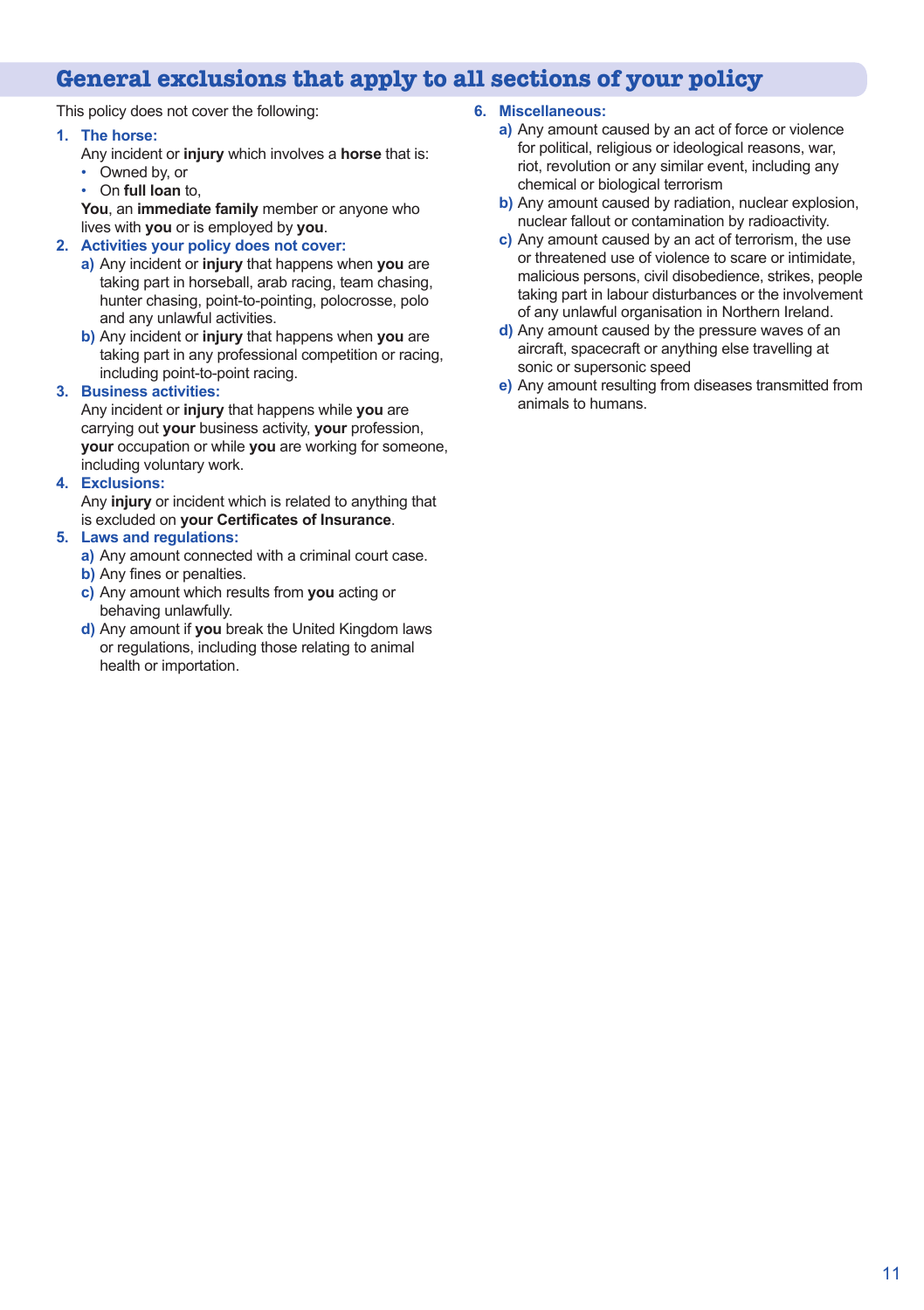## General exclusions that apply to all sections of your policy

This policy does not cover the following:

1. **The horse:**
   Any incident or **injury** which involves a **horse** that is:
   - Owned by, or
   - On **full loan** to,

   **You**, an **immediate family** member or anyone who lives with **you** or is employed by **you**.
2. **Activities your policy does not cover:**
   **a)** Any incident or **injury** that happens when **you** are taking part in horseball, arab racing, team chasing, hunter chasing, point-to-pointing, polocrosse, polo and any unlawful activities.
   **b)** Any incident or **injury** that happens when **you** are taking part in any professional competition or racing, including point-to-point racing.
3. **Business activities:**
   Any incident or **injury** that happens while **you** are carrying out **your** business activity, **your** profession, **your** occupation or while **you** are working for someone, including voluntary work.
4. **Exclusions:**
   Any **injury** or incident which is related to anything that is excluded on **your Certificates of Insurance**.
5. **Laws and regulations:**
   **a)** Any amount connected with a criminal court case.
   **b)** Any fines or penalties.
   **c)** Any amount which results from **you** acting or behaving unlawfully.
   **d)** Any amount if **you** break the United Kingdom laws or regulations, including those relating to animal health or importation.
6. **Miscellaneous:**
   **a)** Any amount caused by an act of force or violence for political, religious or ideological reasons, war, riot, revolution or any similar event, including any chemical or biological terrorism
   **b)** Any amount caused by radiation, nuclear explosion, nuclear fallout or contamination by radioactivity.
   **c)** Any amount caused by an act of terrorism, the use or threatened use of violence to scare or intimidate, malicious persons, civil disobedience, strikes, people taking part in labour disturbances or the involvement of any unlawful organisation in Northern Ireland.
   **d)** Any amount caused by the pressure waves of an aircraft, spacecraft or anything else travelling at sonic or supersonic speed
   **e)** Any amount resulting from diseases transmitted from animals to humans.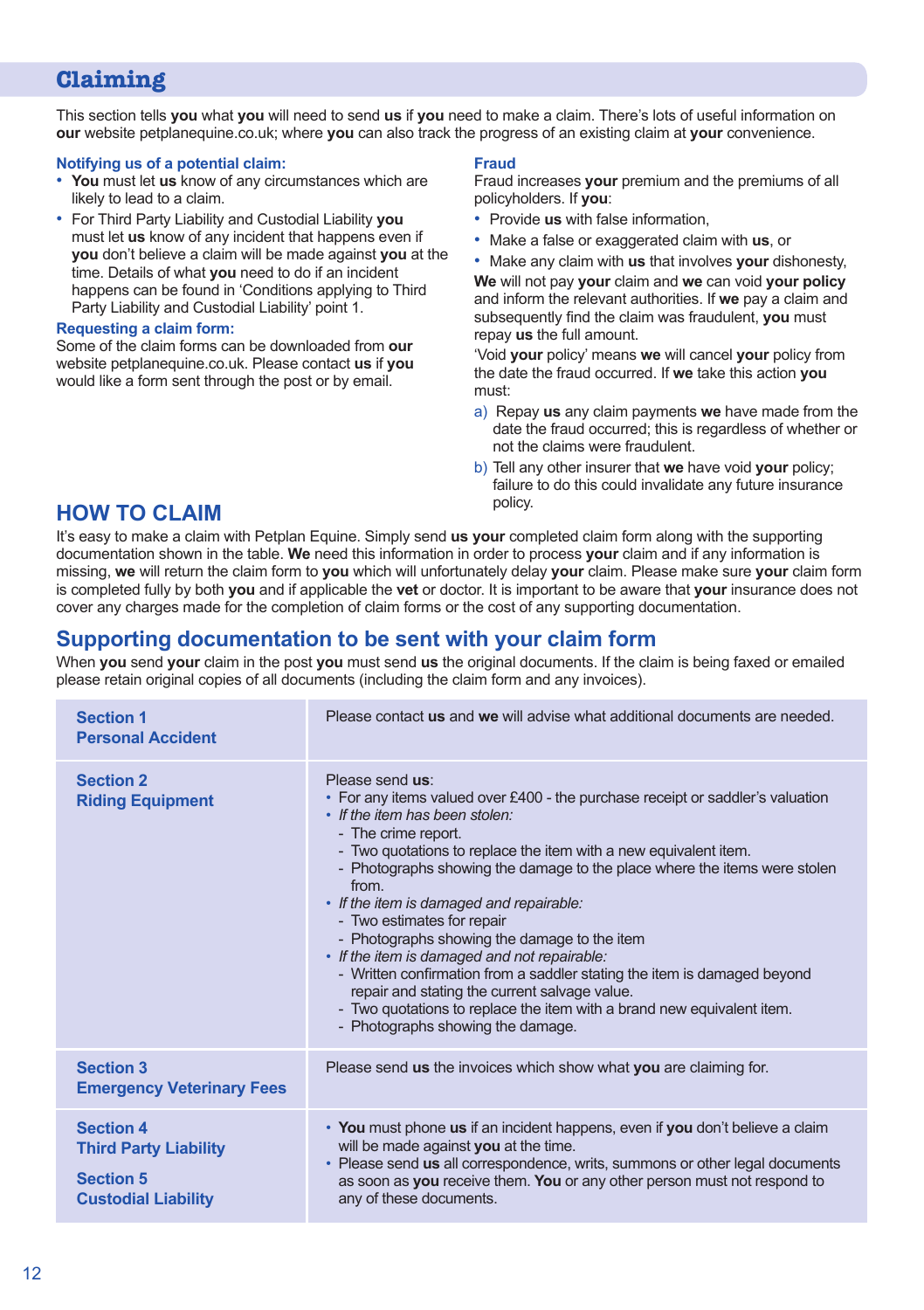# Claiming

This section tells **you** what **you** will need to send **us** if **you** need to make a claim. There's lots of useful information on **our** website petplanequine.co.uk; where **you** can also track the progress of an existing claim at **your** convenience.

### Notifying us of a potential claim:

- **You** must let **us** know of any circumstances which are likely to lead to a claim.
- For Third Party Liability and Custodial Liability **you** must let **us** know of any incident that happens even if **you** don't believe a claim will be made against **you** at the time. Details of what **you** need to do if an incident happens can be found in 'Conditions applying to Third Party Liability and Custodial Liability' point 1.

### Requesting a claim form:

Some of the claim forms can be downloaded from **our** website petplanequine.co.uk. Please contact **us** if **you** would like a form sent through the post or by email.

### Fraud

Fraud increases **your** premium and the premiums of all policyholders. If **you**:

- Provide **us** with false information,
- Make a false or exaggerated claim with **us**, or
- Make any claim with **us** that involves **your** dishonesty,

**We** will not pay **your** claim and **we** can void **your policy** and inform the relevant authorities. If **we** pay a claim and subsequently find the claim was fraudulent, **you** must repay **us** the full amount.

'Void **your** policy' means **we** will cancel **your** policy from the date the fraud occurred. If **we** take this action **you** must:

a) Repay **us** any claim payments **we** have made from the date the fraud occurred; this is regardless of whether or not the claims were fraudulent.

b) Tell any other insurer that **we** have void **your** policy; failure to do this could invalidate any future insurance policy.

## HOW TO CLAIM

It's easy to make a claim with Petplan Equine. Simply send **us your** completed claim form along with the supporting documentation shown in the table. **We** need this information in order to process **your** claim and if any information is missing, **we** will return the claim form to **you** which will unfortunately delay **your** claim. Please make sure **your** claim form is completed fully by both **you** and if applicable the **vet** or doctor. It is important to be aware that **your** insurance does not cover any charges made for the completion of claim forms or the cost of any supporting documentation.

## Supporting documentation to be sent with your claim form

When **you** send **your** claim in the post **you** must send **us** the original documents. If the claim is being faxed or emailed please retain original copies of all documents (including the claim form and any invoices).

| Section | Documentation |
|---|---|
| **Section 1 Personal Accident** | Please contact **us** and **we** will advise what additional documents are needed. |
| **Section 2 Riding Equipment** | Please send **us**:<br>• For any items valued over £400 - the purchase receipt or saddler's valuation<br>• *If the item has been stolen:*<br>- The crime report.<br>- Two quotations to replace the item with a new equivalent item.<br>- Photographs showing the damage to the place where the items were stolen from.<br>• *If the item is damaged and repairable:*<br>- Two estimates for repair<br>- Photographs showing the damage to the item<br>• *If the item is damaged and not repairable:*<br>- Written confirmation from a saddler stating the item is damaged beyond repair and stating the current salvage value.<br>- Two quotations to replace the item with a brand new equivalent item.<br>- Photographs showing the damage. |
| **Section 3 Emergency Veterinary Fees** | Please send **us** the invoices which show what **you** are claiming for. |
| **Section 4 Third Party Liability**<br><br>**Section 5 Custodial Liability** | • **You** must phone **us** if an incident happens, even if **you** don't believe a claim will be made against **you** at the time.<br>• Please send **us** all correspondence, writs, summons or other legal documents as soon as **you** receive them. **You** or any other person must not respond to any of these documents. |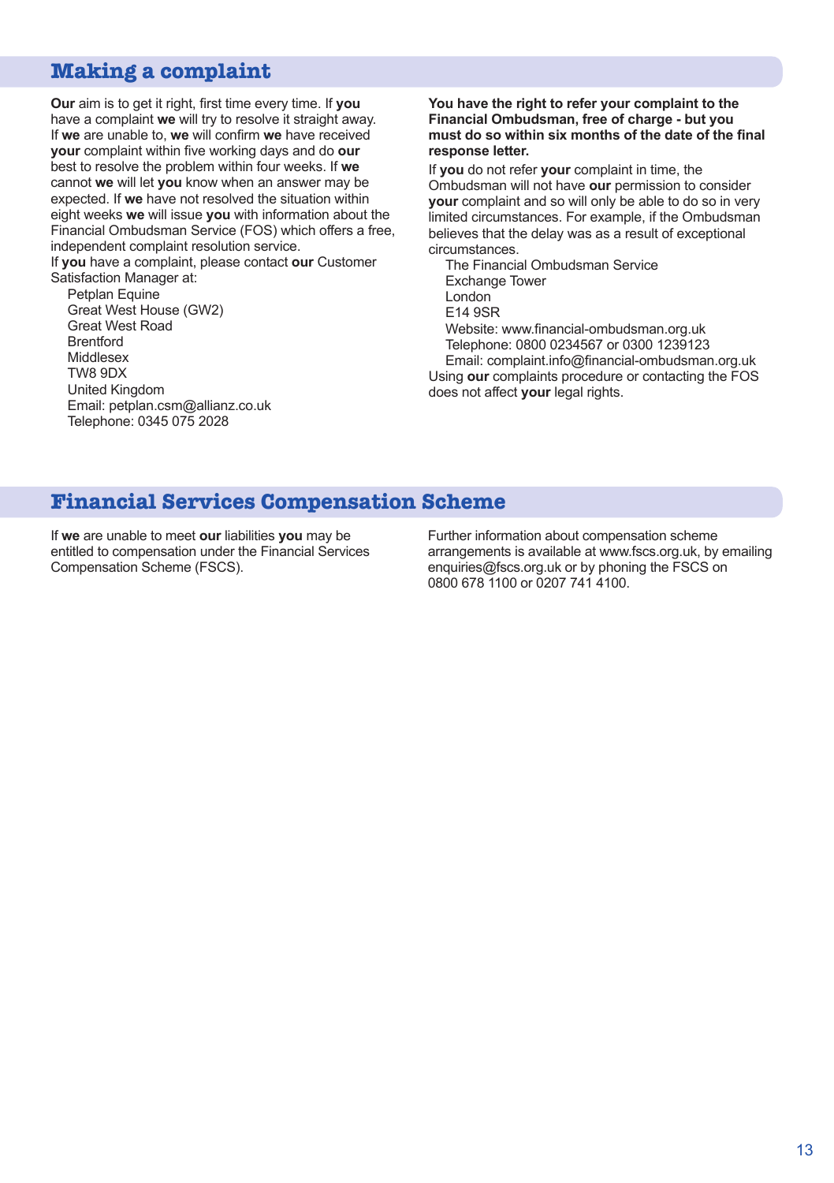## Making a complaint

**Our** aim is to get it right, first time every time. If **you** have a complaint **we** will try to resolve it straight away. If **we** are unable to, **we** will confirm **we** have received **your** complaint within five working days and do **our** best to resolve the problem within four weeks. If **we** cannot **we** will let **you** know when an answer may be expected. If **we** have not resolved the situation within eight weeks **we** will issue **you** with information about the Financial Ombudsman Service (FOS) which offers a free, independent complaint resolution service.

If **you** have a complaint, please contact **our** Customer Satisfaction Manager at:

Petplan Equine
Great West House (GW2)
Great West Road
Brentford
Middlesex
TW8 9DX
United Kingdom
Email: petplan.csm@allianz.co.uk
Telephone: 0345 075 2028

**You have the right to refer your complaint to the Financial Ombudsman, free of charge - but you must do so within six months of the date of the final response letter.**

If **you** do not refer **your** complaint in time, the Ombudsman will not have **our** permission to consider **your** complaint and so will only be able to do so in very limited circumstances. For example, if the Ombudsman believes that the delay was as a result of exceptional circumstances.

The Financial Ombudsman Service
Exchange Tower
London
E14 9SR
Website: www.financial-ombudsman.org.uk
Telephone: 0800 0234567 or 0300 1239123
Email: complaint.info@financial-ombudsman.org.uk

Using **our** complaints procedure or contacting the FOS does not affect **your** legal rights.

## Financial Services Compensation Scheme

If **we** are unable to meet **our** liabilities **you** may be entitled to compensation under the Financial Services Compensation Scheme (FSCS).

Further information about compensation scheme arrangements is available at www.fscs.org.uk, by emailing enquiries@fscs.org.uk or by phoning the FSCS on 0800 678 1100 or 0207 741 4100.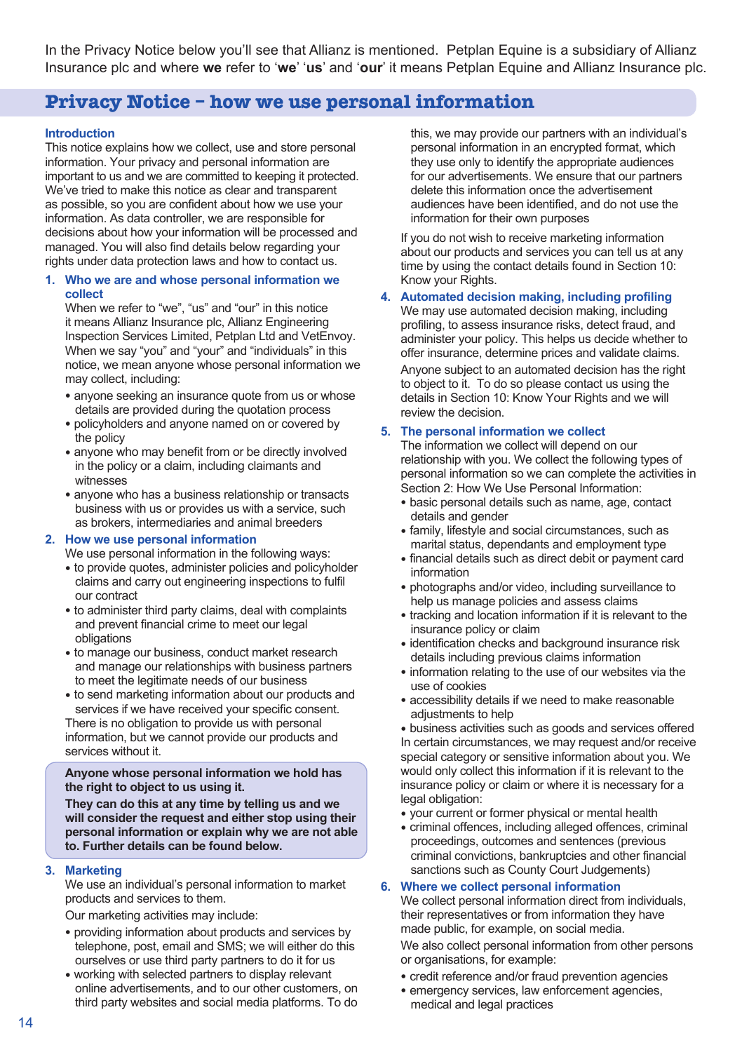In the Privacy Notice below you'll see that Allianz is mentioned. Petplan Equine is a subsidiary of Allianz Insurance plc and where **we** refer to '**we**' '**us**' and '**our**' it means Petplan Equine and Allianz Insurance plc.

## Privacy Notice – how we use personal information

### Introduction

This notice explains how we collect, use and store personal information. Your privacy and personal information are important to us and we are committed to keeping it protected. We've tried to make this notice as clear and transparent as possible, so you are confident about how we use your information. As data controller, we are responsible for decisions about how your information will be processed and managed. You will also find details below regarding your rights under data protection laws and how to contact us.

### 1. Who we are and whose personal information we collect

When we refer to "we", "us" and "our" in this notice it means Allianz Insurance plc, Allianz Engineering Inspection Services Limited, Petplan Ltd and VetEnvoy. When we say "you" and "your" and "individuals" in this notice, we mean anyone whose personal information we may collect, including:

- anyone seeking an insurance quote from us or whose details are provided during the quotation process
- policyholders and anyone named on or covered by the policy
- anyone who may benefit from or be directly involved in the policy or a claim, including claimants and witnesses
- anyone who has a business relationship or transacts business with us or provides us with a service, such as brokers, intermediaries and animal breeders

### 2. How we use personal information

We use personal information in the following ways:

- to provide quotes, administer policies and policyholder claims and carry out engineering inspections to fulfil our contract
- to administer third party claims, deal with complaints and prevent financial crime to meet our legal obligations
- to manage our business, conduct market research and manage our relationships with business partners to meet the legitimate needs of our business
- to send marketing information about our products and services if we have received your specific consent.

There is no obligation to provide us with personal information, but we cannot provide our products and services without it.

**Anyone whose personal information we hold has the right to object to us using it.**

**They can do this at any time by telling us and we will consider the request and either stop using their personal information or explain why we are not able to. Further details can be found below.**

### 3. Marketing

We use an individual's personal information to market products and services to them.

Our marketing activities may include:

- providing information about products and services by telephone, post, email and SMS; we will either do this ourselves or use third party partners to do it for us
- working with selected partners to display relevant online advertisements, and to our other customers, on third party websites and social media platforms. To do this, we may provide our partners with an individual's personal information in an encrypted format, which they use only to identify the appropriate audiences for our advertisements. We ensure that our partners delete this information once the advertisement audiences have been identified, and do not use the information for their own purposes

If you do not wish to receive marketing information about our products and services you can tell us at any time by using the contact details found in Section 10: Know your Rights.

### 4. Automated decision making, including profiling

We may use automated decision making, including profiling, to assess insurance risks, detect fraud, and administer your policy. This helps us decide whether to offer insurance, determine prices and validate claims.

Anyone subject to an automated decision has the right to object to it. To do so please contact us using the details in Section 10: Know Your Rights and we will review the decision.

### 5. The personal information we collect

The information we collect will depend on our relationship with you. We collect the following types of personal information so we can complete the activities in Section 2: How We Use Personal Information:

- basic personal details such as name, age, contact details and gender
- family, lifestyle and social circumstances, such as marital status, dependants and employment type
- financial details such as direct debit or payment card information
- photographs and/or video, including surveillance to help us manage policies and assess claims
- tracking and location information if it is relevant to the insurance policy or claim
- identification checks and background insurance risk details including previous claims information
- information relating to the use of our websites via the use of cookies
- accessibility details if we need to make reasonable adjustments to help
- business activities such as goods and services offered

In certain circumstances, we may request and/or receive special category or sensitive information about you. We would only collect this information if it is relevant to the insurance policy or claim or where it is necessary for a legal obligation:

- your current or former physical or mental health
- criminal offences, including alleged offences, criminal proceedings, outcomes and sentences (previous criminal convictions, bankruptcies and other financial sanctions such as County Court Judgements)

### 6. Where we collect personal information

We collect personal information direct from individuals, their representatives or from information they have made public, for example, on social media.

We also collect personal information from other persons or organisations, for example:

- credit reference and/or fraud prevention agencies
- emergency services, law enforcement agencies, medical and legal practices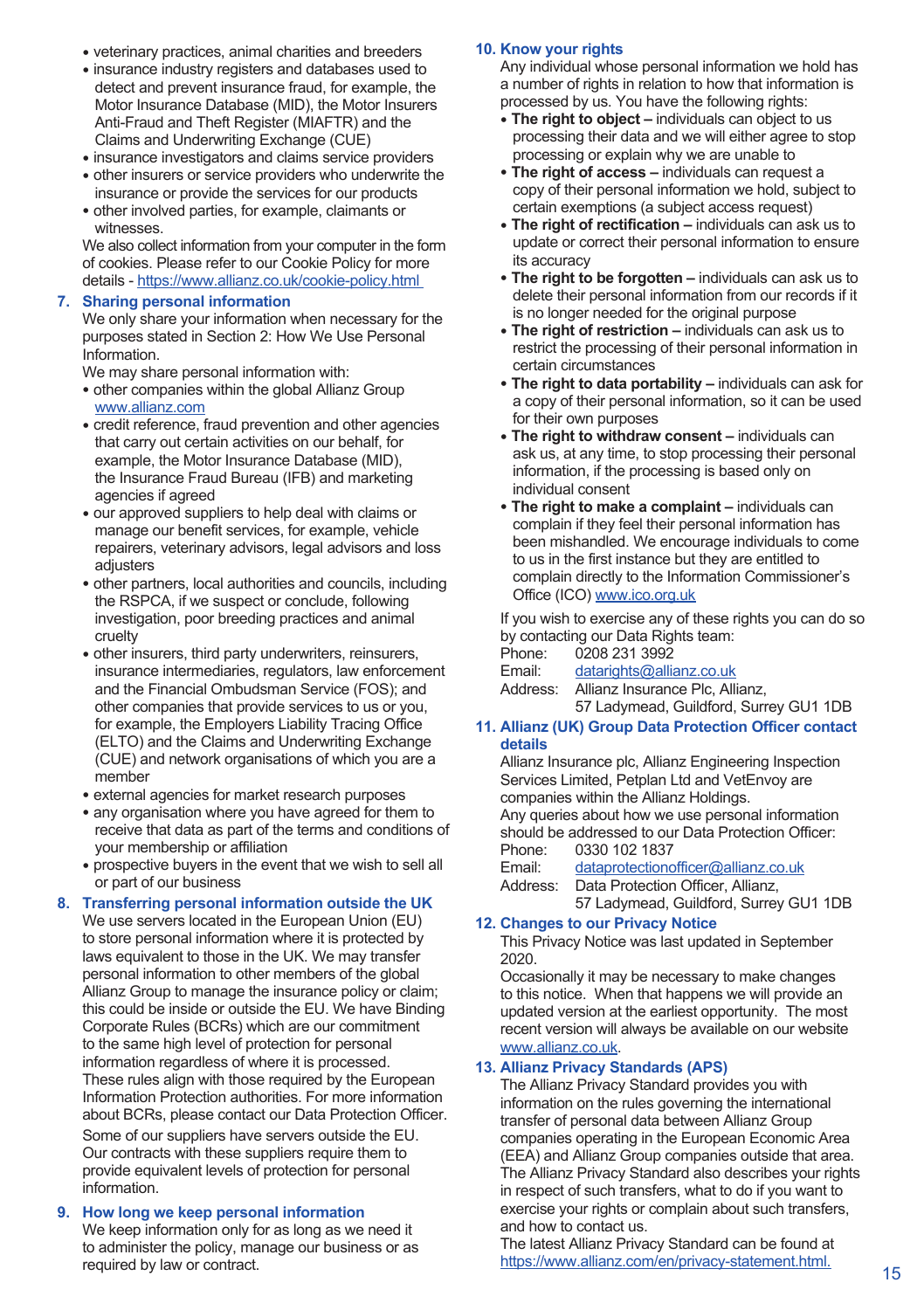- veterinary practices, animal charities and breeders
- insurance industry registers and databases used to detect and prevent insurance fraud, for example, the Motor Insurance Database (MID), the Motor Insurers Anti-Fraud and Theft Register (MIAFTR) and the Claims and Underwriting Exchange (CUE)
- insurance investigators and claims service providers
- other insurers or service providers who underwrite the insurance or provide the services for our products
- other involved parties, for example, claimants or witnesses.

We also collect information from your computer in the form of cookies. Please refer to our Cookie Policy for more details - https://www.allianz.co.uk/cookie-policy.html

## 7. Sharing personal information

We only share your information when necessary for the purposes stated in Section 2: How We Use Personal Information.

We may share personal information with:

- other companies within the global Allianz Group www.allianz.com
- credit reference, fraud prevention and other agencies that carry out certain activities on our behalf, for example, the Motor Insurance Database (MID), the Insurance Fraud Bureau (IFB) and marketing agencies if agreed
- our approved suppliers to help deal with claims or manage our benefit services, for example, vehicle repairers, veterinary advisors, legal advisors and loss adjusters
- other partners, local authorities and councils, including the RSPCA, if we suspect or conclude, following investigation, poor breeding practices and animal cruelty
- other insurers, third party underwriters, reinsurers, insurance intermediaries, regulators, law enforcement and the Financial Ombudsman Service (FOS); and other companies that provide services to us or you, for example, the Employers Liability Tracing Office (ELTO) and the Claims and Underwriting Exchange (CUE) and network organisations of which you are a member
- external agencies for market research purposes
- any organisation where you have agreed for them to receive that data as part of the terms and conditions of your membership or affiliation
- prospective buyers in the event that we wish to sell all or part of our business

## 8. Transferring personal information outside the UK

We use servers located in the European Union (EU) to store personal information where it is protected by laws equivalent to those in the UK. We may transfer personal information to other members of the global Allianz Group to manage the insurance policy or claim; this could be inside or outside the EU. We have Binding Corporate Rules (BCRs) which are our commitment to the same high level of protection for personal information regardless of where it is processed. These rules align with those required by the European Information Protection authorities. For more information about BCRs, please contact our Data Protection Officer.

Some of our suppliers have servers outside the EU. Our contracts with these suppliers require them to provide equivalent levels of protection for personal information.

## 9. How long we keep personal information

We keep information only for as long as we need it to administer the policy, manage our business or as required by law or contract.

## 10. Know your rights

Any individual whose personal information we hold has a number of rights in relation to how that information is processed by us. You have the following rights:

- **The right to object –** individuals can object to us processing their data and we will either agree to stop processing or explain why we are unable to
- **The right of access –** individuals can request a copy of their personal information we hold, subject to certain exemptions (a subject access request)
- **The right of rectification –** individuals can ask us to update or correct their personal information to ensure its accuracy
- **The right to be forgotten –** individuals can ask us to delete their personal information from our records if it is no longer needed for the original purpose
- **The right of restriction –** individuals can ask us to restrict the processing of their personal information in certain circumstances
- **The right to data portability –** individuals can ask for a copy of their personal information, so it can be used for their own purposes
- **The right to withdraw consent –** individuals can ask us, at any time, to stop processing their personal information, if the processing is based only on individual consent
- **The right to make a complaint –** individuals can complain if they feel their personal information has been mishandled. We encourage individuals to come to us in the first instance but they are entitled to complain directly to the Information Commissioner's Office (ICO) www.ico.org.uk

If you wish to exercise any of these rights you can do so by contacting our Data Rights team:

Phone: 0208 231 3992
Email: datarights@allianz.co.uk
Address: Allianz Insurance Plc, Allianz, 57 Ladymead, Guildford, Surrey GU1 1DB

## 11. Allianz (UK) Group Data Protection Officer contact details

Allianz Insurance plc, Allianz Engineering Inspection Services Limited, Petplan Ltd and VetEnvoy are companies within the Allianz Holdings.

Any queries about how we use personal information should be addressed to our Data Protection Officer:

Phone: 0330 102 1837
Email: dataprotectionofficer@allianz.co.uk
Address: Data Protection Officer, Allianz, 57 Ladymead, Guildford, Surrey GU1 1DB

## 12. Changes to our Privacy Notice

This Privacy Notice was last updated in September 2020.

Occasionally it may be necessary to make changes to this notice. When that happens we will provide an updated version at the earliest opportunity. The most recent version will always be available on our website www.allianz.co.uk.

## 13. Allianz Privacy Standards (APS)

The Allianz Privacy Standard provides you with information on the rules governing the international transfer of personal data between Allianz Group companies operating in the European Economic Area (EEA) and Allianz Group companies outside that area. The Allianz Privacy Standard also describes your rights in respect of such transfers, what to do if you want to exercise your rights or complain about such transfers, and how to contact us.

The latest Allianz Privacy Standard can be found at https://www.allianz.com/en/privacy-statement.html.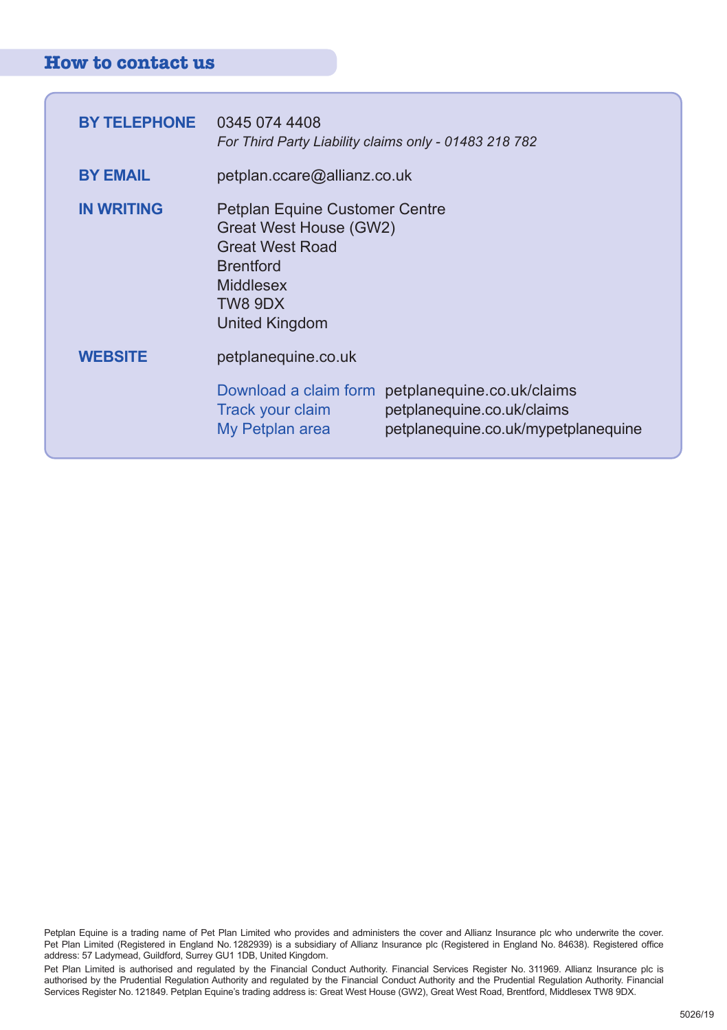## How to contact us

**BY TELEPHONE** 0345 074 4408
*For Third Party Liability claims only - 01483 218 782*

**BY EMAIL** petplan.ccare@allianz.co.uk

**IN WRITING** Petplan Equine Customer Centre
Great West House (GW2)
Great West Road
Brentford
Middlesex
TW8 9DX
United Kingdom

**WEBSITE** petplanequine.co.uk

| | |
|---|---|
| Download a claim form | petplanequine.co.uk/claims |
| Track your claim | petplanequine.co.uk/claims |
| My Petplan area | petplanequine.co.uk/mypetplanequine |

Petplan Equine is a trading name of Pet Plan Limited who provides and administers the cover and Allianz Insurance plc who underwrite the cover. Pet Plan Limited (Registered in England No. 1282939) is a subsidiary of Allianz Insurance plc (Registered in England No. 84638). Registered office address: 57 Ladymead, Guildford, Surrey GU1 1DB, United Kingdom.

Pet Plan Limited is authorised and regulated by the Financial Conduct Authority. Financial Services Register No. 311969. Allianz Insurance plc is authorised by the Prudential Regulation Authority and regulated by the Financial Conduct Authority and the Prudential Regulation Authority. Financial Services Register No. 121849. Petplan Equine's trading address is: Great West House (GW2), Great West Road, Brentford, Middlesex TW8 9DX.

5026/19